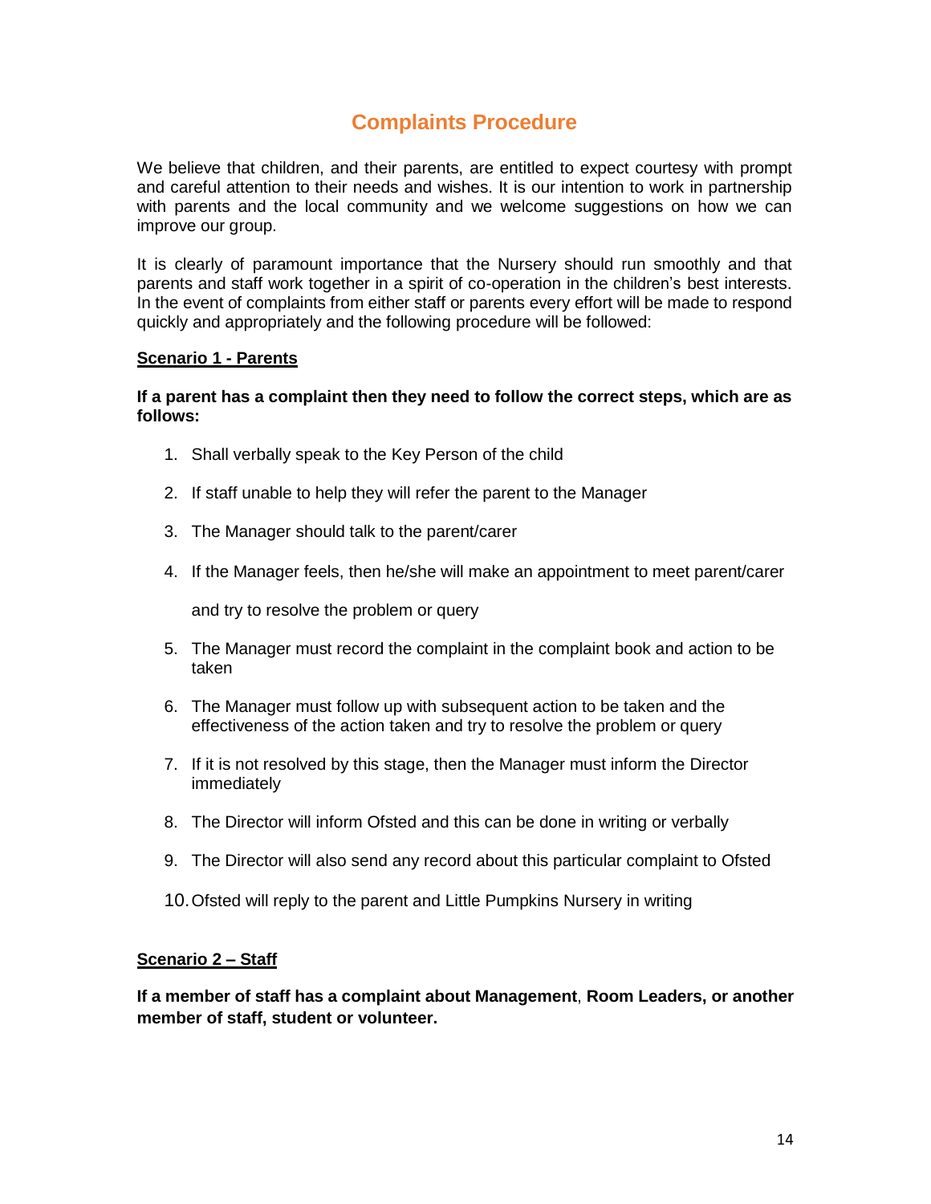# Complaints Procedure

We believe that children, and their parents, are entitled to expect courtesy with prompt and careful attention to their needs and wishes. It is our intention to work in partnership with parents and the local community and we welcome suggestions on how we can improve our group.

It is clearly of paramount importance that the Nursery should run smoothly and that parents and staff work together in a spirit of co-operation in the children's best interests. In the event of complaints from either staff or parents every effort will be made to respond quickly and appropriately and the following procedure will be followed:

## Scenario 1 - Parents

**If a parent has a complaint then they need to follow the correct steps, which are as follows:**

1. Shall verbally speak to the Key Person of the child
2. If staff unable to help they will refer the parent to the Manager
3. The Manager should talk to the parent/carer
4. If the Manager feels, then he/she will make an appointment to meet parent/carer

   and try to resolve the problem or query
5. The Manager must record the complaint in the complaint book and action to be taken
6. The Manager must follow up with subsequent action to be taken and the effectiveness of the action taken and try to resolve the problem or query
7. If it is not resolved by this stage, then the Manager must inform the Director immediately
8. The Director will inform Ofsted and this can be done in writing or verbally
9. The Director will also send any record about this particular complaint to Ofsted
10. Ofsted will reply to the parent and Little Pumpkins Nursery in writing

## Scenario 2 – Staff

**If a member of staff has a complaint about Management, Room Leaders, or another member of staff, student or volunteer.**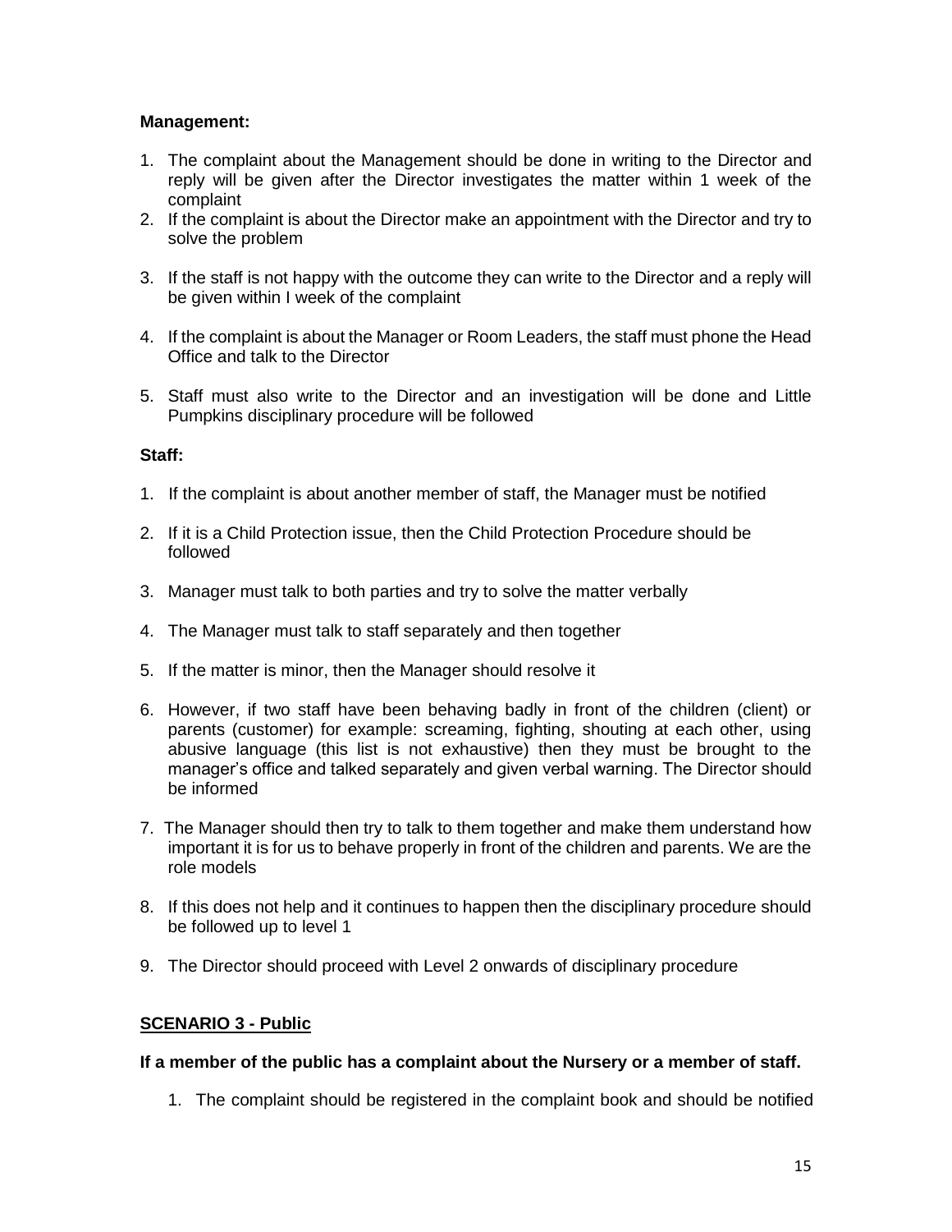**Management:**

1. The complaint about the Management should be done in writing to the Director and reply will be given after the Director investigates the matter within 1 week of the complaint
2. If the complaint is about the Director make an appointment with the Director and try to solve the problem
3. If the staff is not happy with the outcome they can write to the Director and a reply will be given within I week of the complaint
4. If the complaint is about the Manager or Room Leaders, the staff must phone the Head Office and talk to the Director
5. Staff must also write to the Director and an investigation will be done and Little Pumpkins disciplinary procedure will be followed

**Staff:**

1. If the complaint is about another member of staff, the Manager must be notified
2. If it is a Child Protection issue, then the Child Protection Procedure should be followed
3. Manager must talk to both parties and try to solve the matter verbally
4. The Manager must talk to staff separately and then together
5. If the matter is minor, then the Manager should resolve it
6. However, if two staff have been behaving badly in front of the children (client) or parents (customer) for example: screaming, fighting, shouting at each other, using abusive language (this list is not exhaustive) then they must be brought to the manager's office and talked separately and given verbal warning. The Director should be informed
7. The Manager should then try to talk to them together and make them understand how important it is for us to behave properly in front of the children and parents. We are the role models
8. If this does not help and it continues to happen then the disciplinary procedure should be followed up to level 1
9. The Director should proceed with Level 2 onwards of disciplinary procedure

**<u>SCENARIO 3 - Public</u>**

**If a member of the public has a complaint about the Nursery or a member of staff.**

1. The complaint should be registered in the complaint book and should be notified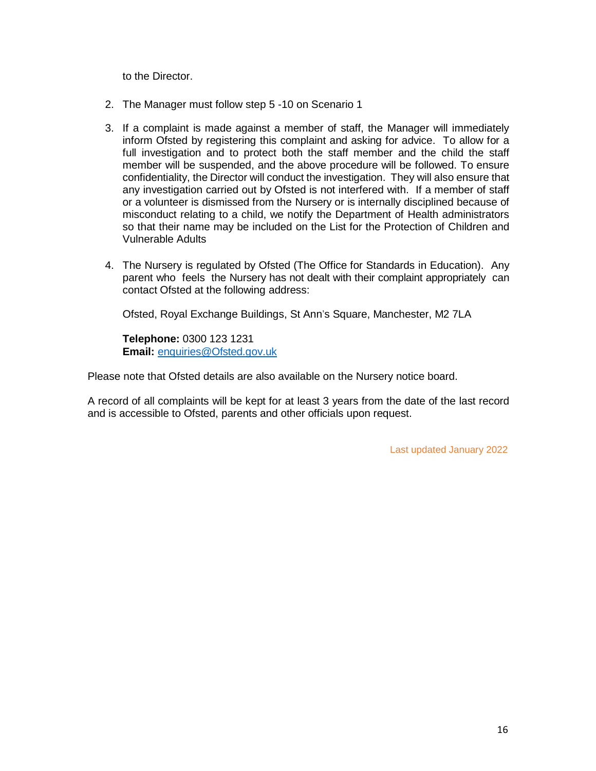to the Director.

2. The Manager must follow step 5 -10 on Scenario 1

3. If a complaint is made against a member of staff, the Manager will immediately inform Ofsted by registering this complaint and asking for advice. To allow for a full investigation and to protect both the staff member and the child the staff member will be suspended, and the above procedure will be followed. To ensure confidentiality, the Director will conduct the investigation. They will also ensure that any investigation carried out by Ofsted is not interfered with. If a member of staff or a volunteer is dismissed from the Nursery or is internally disciplined because of misconduct relating to a child, we notify the Department of Health administrators so that their name may be included on the List for the Protection of Children and Vulnerable Adults

4. The Nursery is regulated by Ofsted (The Office for Standards in Education). Any parent who feels the Nursery has not dealt with their complaint appropriately can contact Ofsted at the following address:

   Ofsted, Royal Exchange Buildings, St Ann's Square, Manchester, M2 7LA

   **Telephone:** 0300 123 1231
   **Email:** enquiries@Ofsted.gov.uk

Please note that Ofsted details are also available on the Nursery notice board.

A record of all complaints will be kept for at least 3 years from the date of the last record and is accessible to Ofsted, parents and other officials upon request.

Last updated January 2022